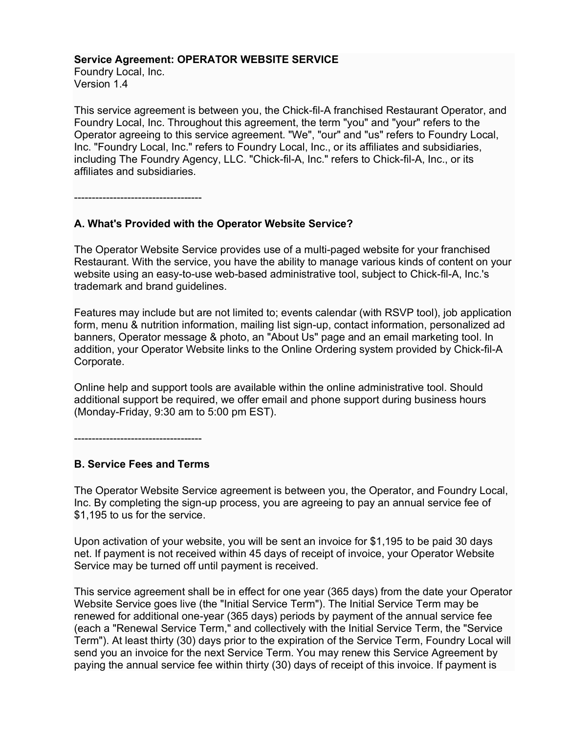**Service Agreement: OPERATOR WEBSITE SERVICE**
Foundry Local, Inc.
Version 1.4

This service agreement is between you, the Chick-fil-A franchised Restaurant Operator, and Foundry Local, Inc. Throughout this agreement, the term "you" and "your" refers to the Operator agreeing to this service agreement. "We", "our" and "us" refers to Foundry Local, Inc. "Foundry Local, Inc." refers to Foundry Local, Inc., or its affiliates and subsidiaries, including The Foundry Agency, LLC. "Chick-fil-A, Inc." refers to Chick-fil-A, Inc., or its affiliates and subsidiaries.

------------------------------------

## A. What's Provided with the Operator Website Service?

The Operator Website Service provides use of a multi-paged website for your franchised Restaurant. With the service, you have the ability to manage various kinds of content on your website using an easy-to-use web-based administrative tool, subject to Chick-fil-A, Inc.'s trademark and brand guidelines.

Features may include but are not limited to; events calendar (with RSVP tool), job application form, menu & nutrition information, mailing list sign-up, contact information, personalized ad banners, Operator message & photo, an "About Us" page and an email marketing tool. In addition, your Operator Website links to the Online Ordering system provided by Chick-fil-A Corporate.

Online help and support tools are available within the online administrative tool. Should additional support be required, we offer email and phone support during business hours (Monday-Friday, 9:30 am to 5:00 pm EST).

------------------------------------

## B. Service Fees and Terms

The Operator Website Service agreement is between you, the Operator, and Foundry Local, Inc. By completing the sign-up process, you are agreeing to pay an annual service fee of $1,195 to us for the service.

Upon activation of your website, you will be sent an invoice for $1,195 to be paid 30 days net. If payment is not received within 45 days of receipt of invoice, your Operator Website Service may be turned off until payment is received.

This service agreement shall be in effect for one year (365 days) from the date your Operator Website Service goes live (the "Initial Service Term"). The Initial Service Term may be renewed for additional one-year (365 days) periods by payment of the annual service fee (each a "Renewal Service Term," and collectively with the Initial Service Term, the "Service Term"). At least thirty (30) days prior to the expiration of the Service Term, Foundry Local will send you an invoice for the next Service Term. You may renew this Service Agreement by paying the annual service fee within thirty (30) days of receipt of this invoice. If payment is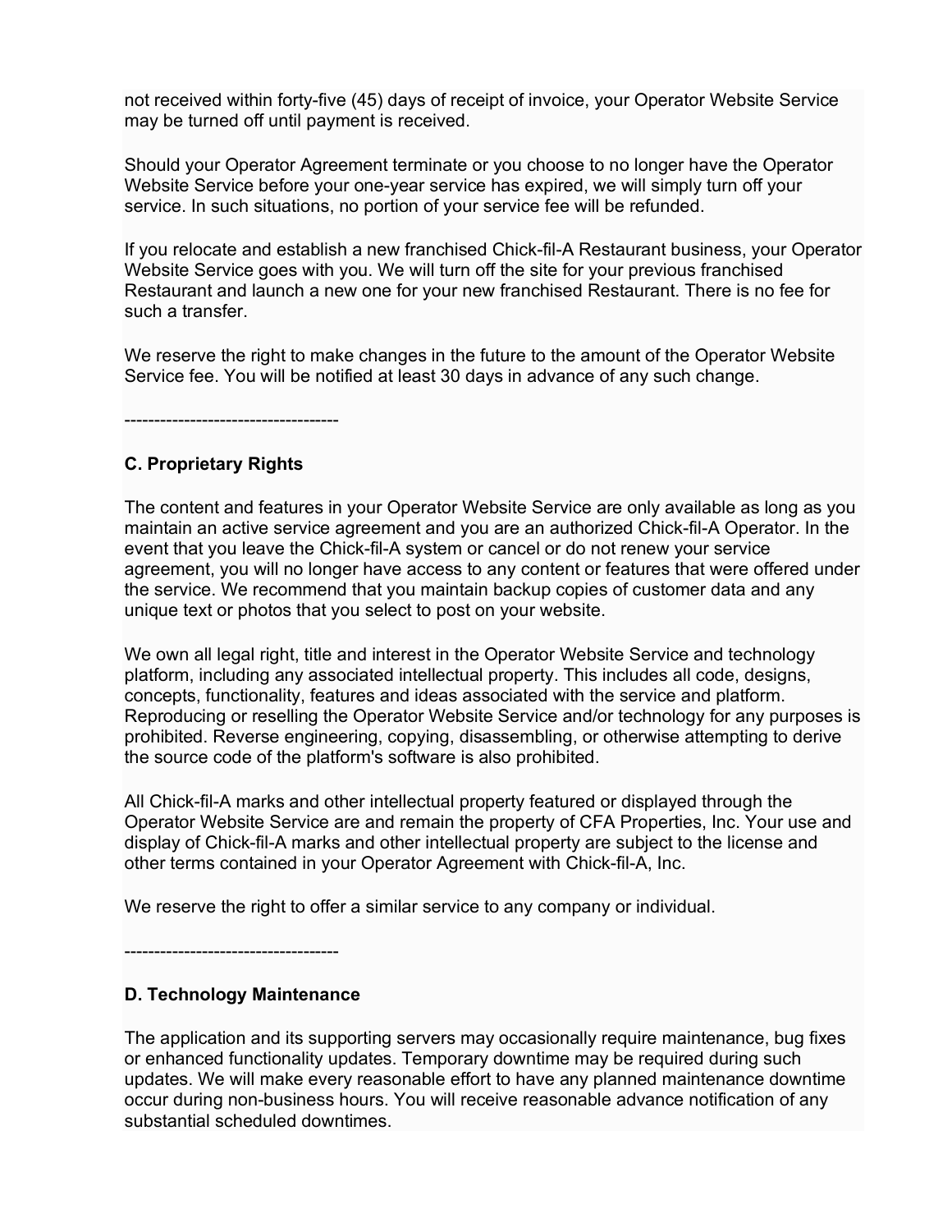not received within forty-five (45) days of receipt of invoice, your Operator Website Service may be turned off until payment is received.

Should your Operator Agreement terminate or you choose to no longer have the Operator Website Service before your one-year service has expired, we will simply turn off your service. In such situations, no portion of your service fee will be refunded.

If you relocate and establish a new franchised Chick-fil-A Restaurant business, your Operator Website Service goes with you. We will turn off the site for your previous franchised Restaurant and launch a new one for your new franchised Restaurant. There is no fee for such a transfer.

We reserve the right to make changes in the future to the amount of the Operator Website Service fee. You will be notified at least 30 days in advance of any such change.

------------------------------------

### C. Proprietary Rights

The content and features in your Operator Website Service are only available as long as you maintain an active service agreement and you are an authorized Chick-fil-A Operator. In the event that you leave the Chick-fil-A system or cancel or do not renew your service agreement, you will no longer have access to any content or features that were offered under the service. We recommend that you maintain backup copies of customer data and any unique text or photos that you select to post on your website.

We own all legal right, title and interest in the Operator Website Service and technology platform, including any associated intellectual property. This includes all code, designs, concepts, functionality, features and ideas associated with the service and platform. Reproducing or reselling the Operator Website Service and/or technology for any purposes is prohibited. Reverse engineering, copying, disassembling, or otherwise attempting to derive the source code of the platform's software is also prohibited.

All Chick-fil-A marks and other intellectual property featured or displayed through the Operator Website Service are and remain the property of CFA Properties, Inc. Your use and display of Chick-fil-A marks and other intellectual property are subject to the license and other terms contained in your Operator Agreement with Chick-fil-A, Inc.

We reserve the right to offer a similar service to any company or individual.

------------------------------------

### D. Technology Maintenance

The application and its supporting servers may occasionally require maintenance, bug fixes or enhanced functionality updates. Temporary downtime may be required during such updates. We will make every reasonable effort to have any planned maintenance downtime occur during non-business hours. You will receive reasonable advance notification of any substantial scheduled downtimes.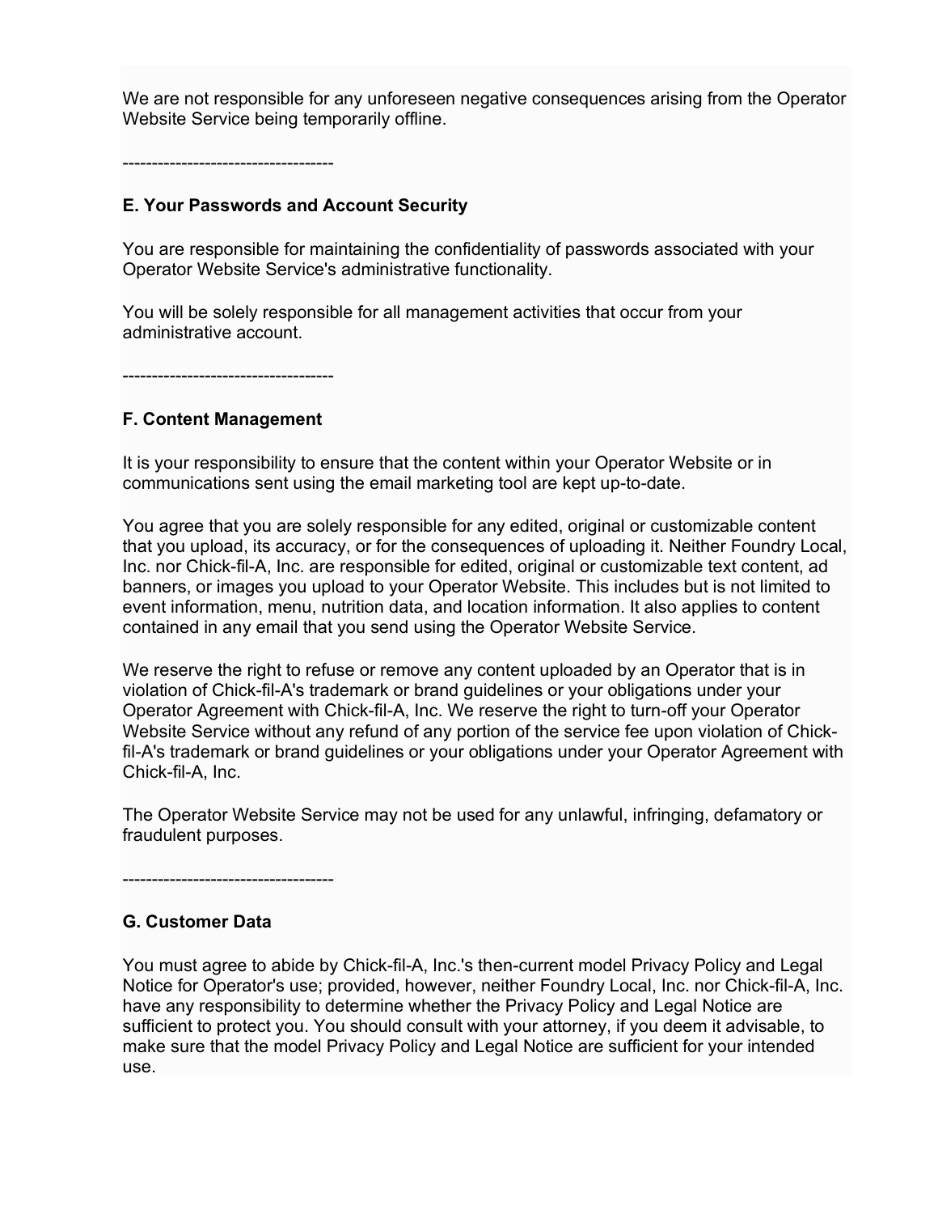We are not responsible for any unforeseen negative consequences arising from the Operator Website Service being temporarily offline.

------------------------------------

### E. Your Passwords and Account Security

You are responsible for maintaining the confidentiality of passwords associated with your Operator Website Service's administrative functionality.

You will be solely responsible for all management activities that occur from your administrative account.

------------------------------------

### F. Content Management

It is your responsibility to ensure that the content within your Operator Website or in communications sent using the email marketing tool are kept up-to-date.

You agree that you are solely responsible for any edited, original or customizable content that you upload, its accuracy, or for the consequences of uploading it. Neither Foundry Local, Inc. nor Chick-fil-A, Inc. are responsible for edited, original or customizable text content, ad banners, or images you upload to your Operator Website. This includes but is not limited to event information, menu, nutrition data, and location information. It also applies to content contained in any email that you send using the Operator Website Service.

We reserve the right to refuse or remove any content uploaded by an Operator that is in violation of Chick-fil-A's trademark or brand guidelines or your obligations under your Operator Agreement with Chick-fil-A, Inc. We reserve the right to turn-off your Operator Website Service without any refund of any portion of the service fee upon violation of Chick-fil-A's trademark or brand guidelines or your obligations under your Operator Agreement with Chick-fil-A, Inc.

The Operator Website Service may not be used for any unlawful, infringing, defamatory or fraudulent purposes.

------------------------------------

### G. Customer Data

You must agree to abide by Chick-fil-A, Inc.'s then-current model Privacy Policy and Legal Notice for Operator's use; provided, however, neither Foundry Local, Inc. nor Chick-fil-A, Inc. have any responsibility to determine whether the Privacy Policy and Legal Notice are sufficient to protect you. You should consult with your attorney, if you deem it advisable, to make sure that the model Privacy Policy and Legal Notice are sufficient for your intended use.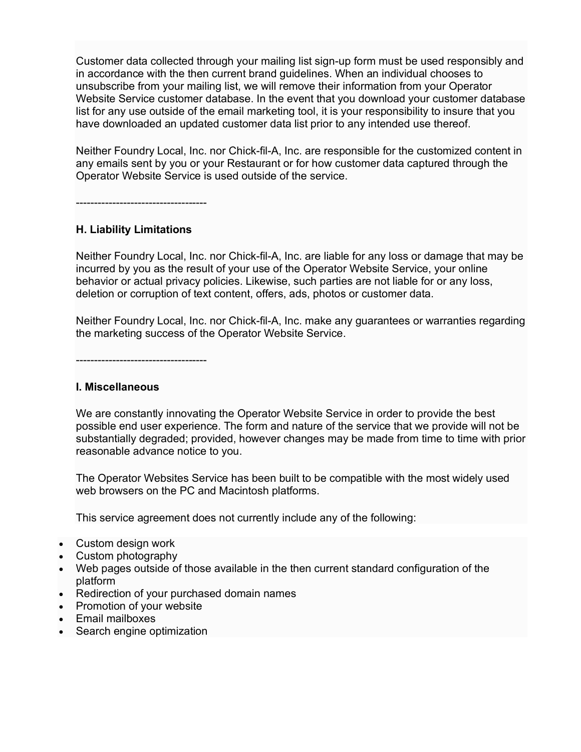Customer data collected through your mailing list sign-up form must be used responsibly and in accordance with the then current brand guidelines. When an individual chooses to unsubscribe from your mailing list, we will remove their information from your Operator Website Service customer database. In the event that you download your customer database list for any use outside of the email marketing tool, it is your responsibility to insure that you have downloaded an updated customer data list prior to any intended use thereof.

Neither Foundry Local, Inc. nor Chick-fil-A, Inc. are responsible for the customized content in any emails sent by you or your Restaurant or for how customer data captured through the Operator Website Service is used outside of the service.

------------------------------------

**H. Liability Limitations**

Neither Foundry Local, Inc. nor Chick-fil-A, Inc. are liable for any loss or damage that may be incurred by you as the result of your use of the Operator Website Service, your online behavior or actual privacy policies. Likewise, such parties are not liable for or any loss, deletion or corruption of text content, offers, ads, photos or customer data.

Neither Foundry Local, Inc. nor Chick-fil-A, Inc. make any guarantees or warranties regarding the marketing success of the Operator Website Service.

------------------------------------

**I. Miscellaneous**

We are constantly innovating the Operator Website Service in order to provide the best possible end user experience. The form and nature of the service that we provide will not be substantially degraded; provided, however changes may be made from time to time with prior reasonable advance notice to you.

The Operator Websites Service has been built to be compatible with the most widely used web browsers on the PC and Macintosh platforms.

This service agreement does not currently include any of the following:

- Custom design work
- Custom photography
- Web pages outside of those available in the then current standard configuration of the platform
- Redirection of your purchased domain names
- Promotion of your website
- Email mailboxes
- Search engine optimization